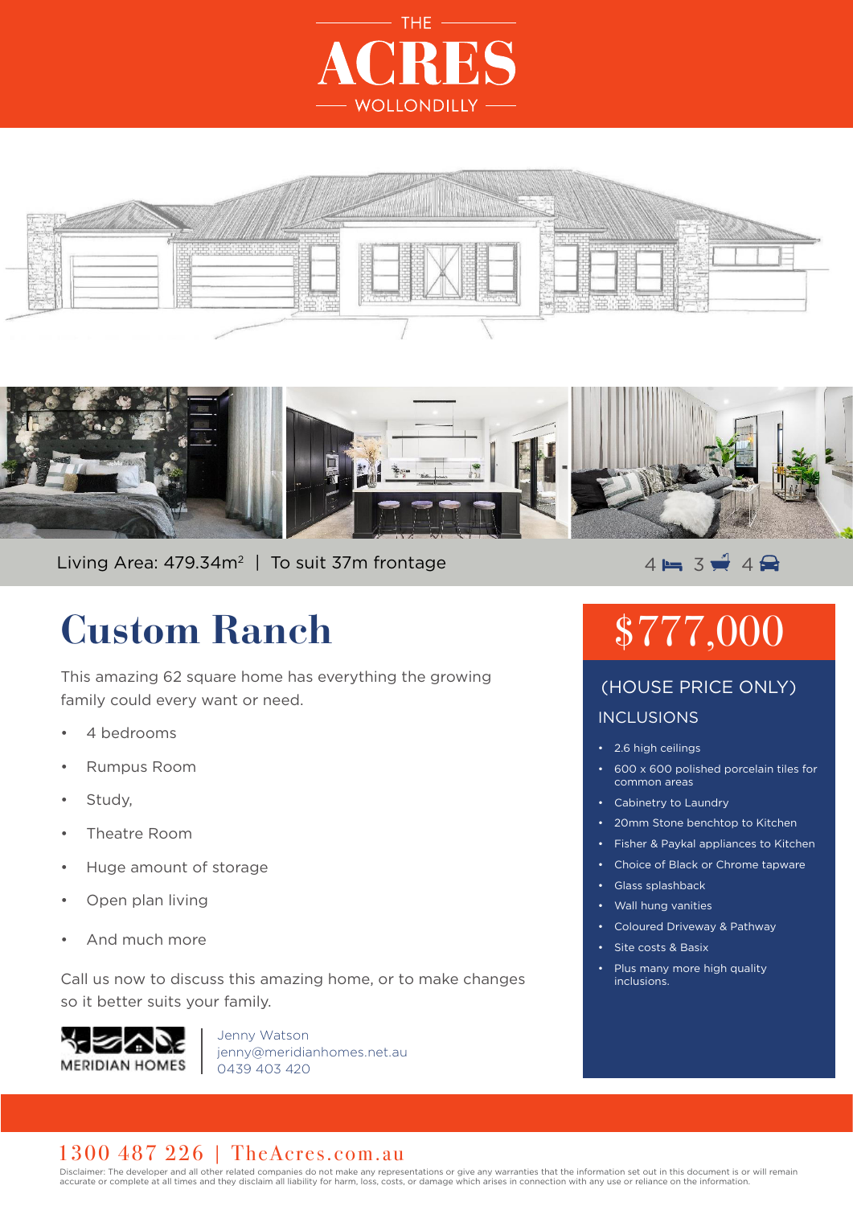# THE ACRES WOLLONDILLY

Living Area: 479.34m² | To suit 37m frontage

4 bed | 3 bath | 4 car

## Custom Ranch

This amazing 62 square home has everything the growing family could every want or need.

- 4 bedrooms
- Rumpus Room
- Study,
- Theatre Room
- Huge amount of storage
- Open plan living
- And much more

Call us now to discuss this amazing home, or to make changes so it better suits your family.

MERIDIAN HOMES

Jenny Watson
jenny@meridianhomes.net.au
0439 403 420

## $777,000

(HOUSE PRICE ONLY)

### INCLUSIONS

- 2.6 high ceilings
- 600 x 600 polished porcelain tiles for common areas
- Cabinetry to Laundry
- 20mm Stone benchtop to Kitchen
- Fisher & Paykal appliances to Kitchen
- Choice of Black or Chrome tapware
- Glass splashback
- Wall hung vanities
- Coloured Driveway & Pathway
- Site costs & Basix
- Plus many more high quality inclusions.

1300 487 226 | TheAcres.com.au

Disclaimer: The developer and all other related companies do not make any representations or give any warranties that the information set out in this document is or will remain accurate or complete at all times and they disclaim all liability for harm, loss, costs, or damage which arises in connection with any use or reliance on the information.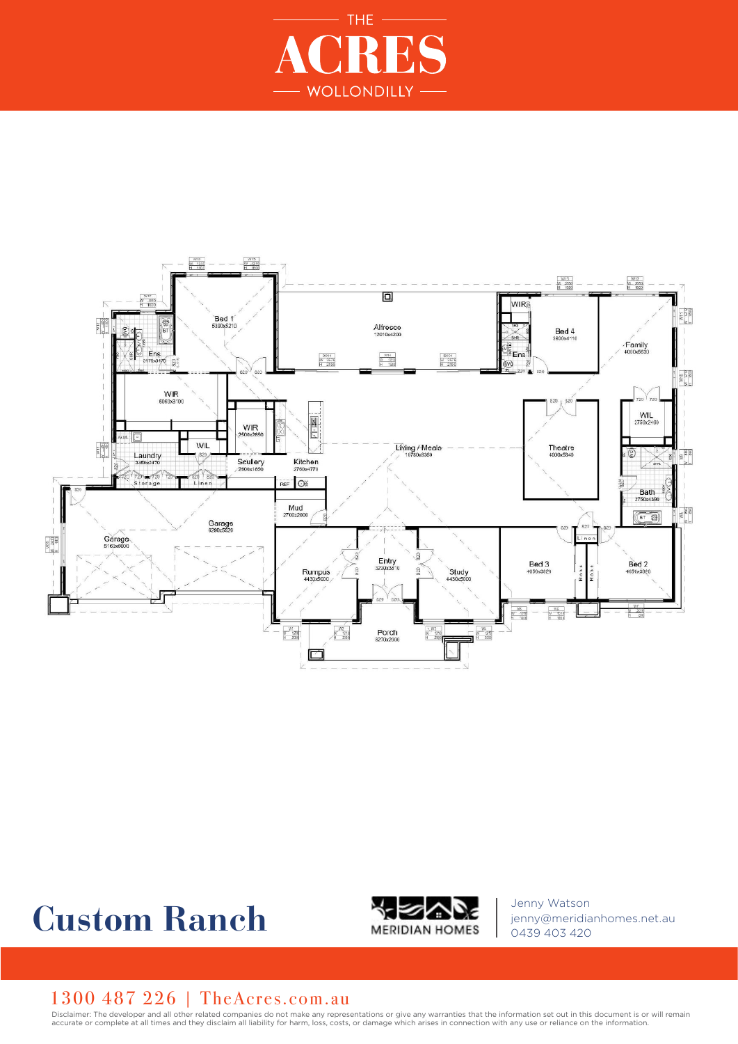THE

# ACRES

WOLLONDILLY

Bed 1
5390x5210

Alfresco
12010x4200

Bed 4
3600x4110

Family
4000x5630

WIR

Ens

WIR
6060x3100

WIR
2500x2850

WIL

Laundry
3450x2470

Storage

Linen

Scullery
2800x1850

Kitchen
2760x4770

Living / Meals
16780x8360

Theatre
4000x5340

WIL
2750x2400

Bath
2750x4390

Mud
2700x2000

Garage
6280x5520

Garage
5160x6000

Rumpus
4430x5000

Entry
3230x3810

Study
4430x5000

Bed 3
4050x3820

Bed 2
4050x3820

Linen

Robe

Robe

Porch
6270x2000

# Custom Ranch

MERIDIAN HOMES

Jenny Watson
jenny@meridianhomes.net.au
0439 403 420

1300 487 226 | TheAcres.com.au

Disclaimer: The developer and all other related companies do not make any representations or give any warranties that the information set out in this document is or will remain accurate or complete at all times and they disclaim all liability for harm, loss, costs, or damage which arises in connection with any use or reliance on the information.